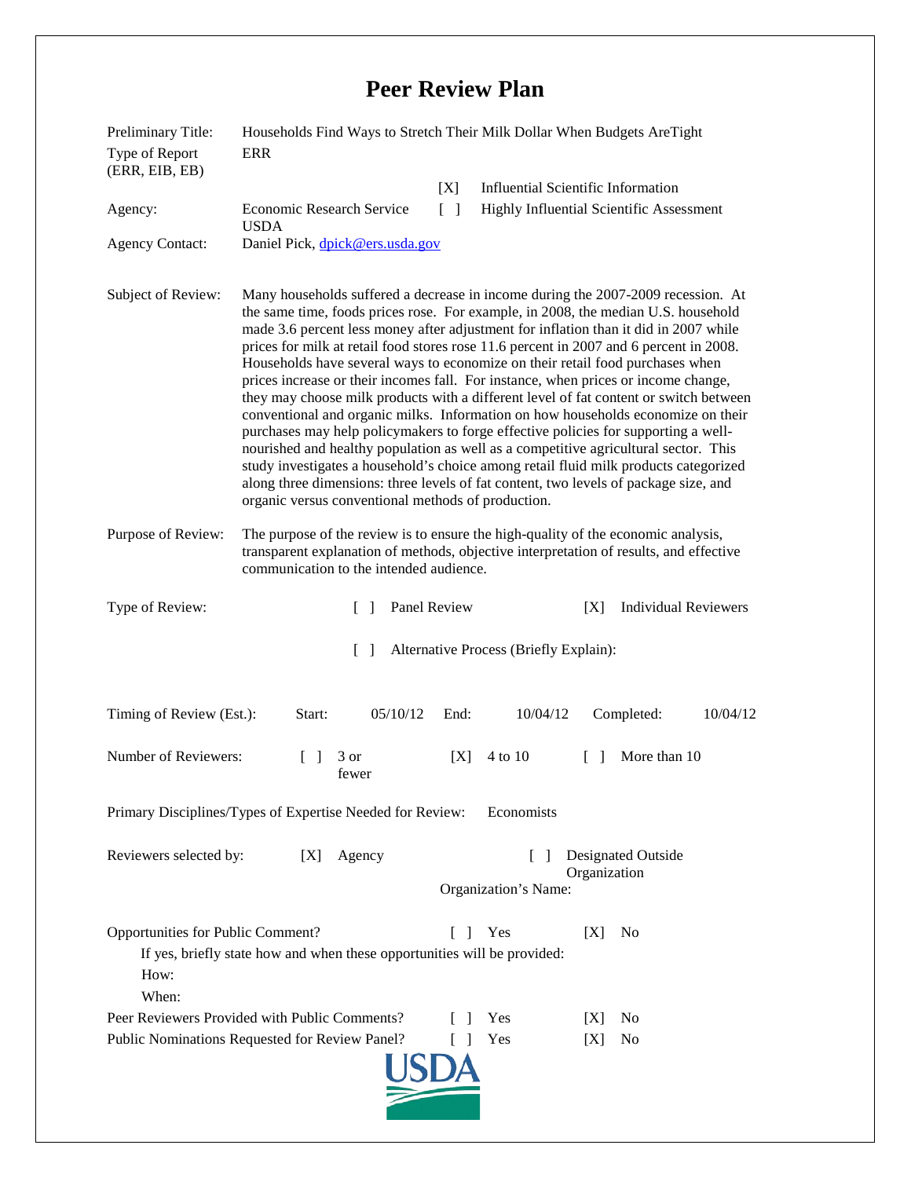# Peer Review Plan

Preliminary Title: Households Find Ways to Stretch Their Milk Dollar When Budgets AreTight

Type of Report (ERR, EIB, EB): ERR

[X] Influential Scientific Information

[ ] Highly Influential Scientific Assessment

Agency: Economic Research Service USDA

Agency Contact: Daniel Pick, dpick@ers.usda.gov

Subject of Review: Many households suffered a decrease in income during the 2007-2009 recession. At the same time, foods prices rose. For example, in 2008, the median U.S. household made 3.6 percent less money after adjustment for inflation than it did in 2007 while prices for milk at retail food stores rose 11.6 percent in 2007 and 6 percent in 2008. Households have several ways to economize on their retail food purchases when prices increase or their incomes fall. For instance, when prices or income change, they may choose milk products with a different level of fat content or switch between conventional and organic milks. Information on how households economize on their purchases may help policymakers to forge effective policies for supporting a well-nourished and healthy population as well as a competitive agricultural sector. This study investigates a household's choice among retail fluid milk products categorized along three dimensions: three levels of fat content, two levels of package size, and organic versus conventional methods of production.

Purpose of Review: The purpose of the review is to ensure the high-quality of the economic analysis, transparent explanation of methods, objective interpretation of results, and effective communication to the intended audience.

Type of Review: [ ] Panel Review [X] Individual Reviewers

[ ] Alternative Process (Briefly Explain):

Timing of Review (Est.): Start: 05/10/12 End: 10/04/12 Completed: 10/04/12

Number of Reviewers: [ ] 3 or fewer [X] 4 to 10 [ ] More than 10

Primary Disciplines/Types of Expertise Needed for Review: Economists

Reviewers selected by: [X] Agency [ ] Designated Outside Organization

Organization's Name:

Opportunities for Public Comment? [ ] Yes [X] No

If yes, briefly state how and when these opportunities will be provided:

How:

When:

Peer Reviewers Provided with Public Comments? [ ] Yes [X] No

Public Nominations Requested for Review Panel? [ ] Yes [X] No